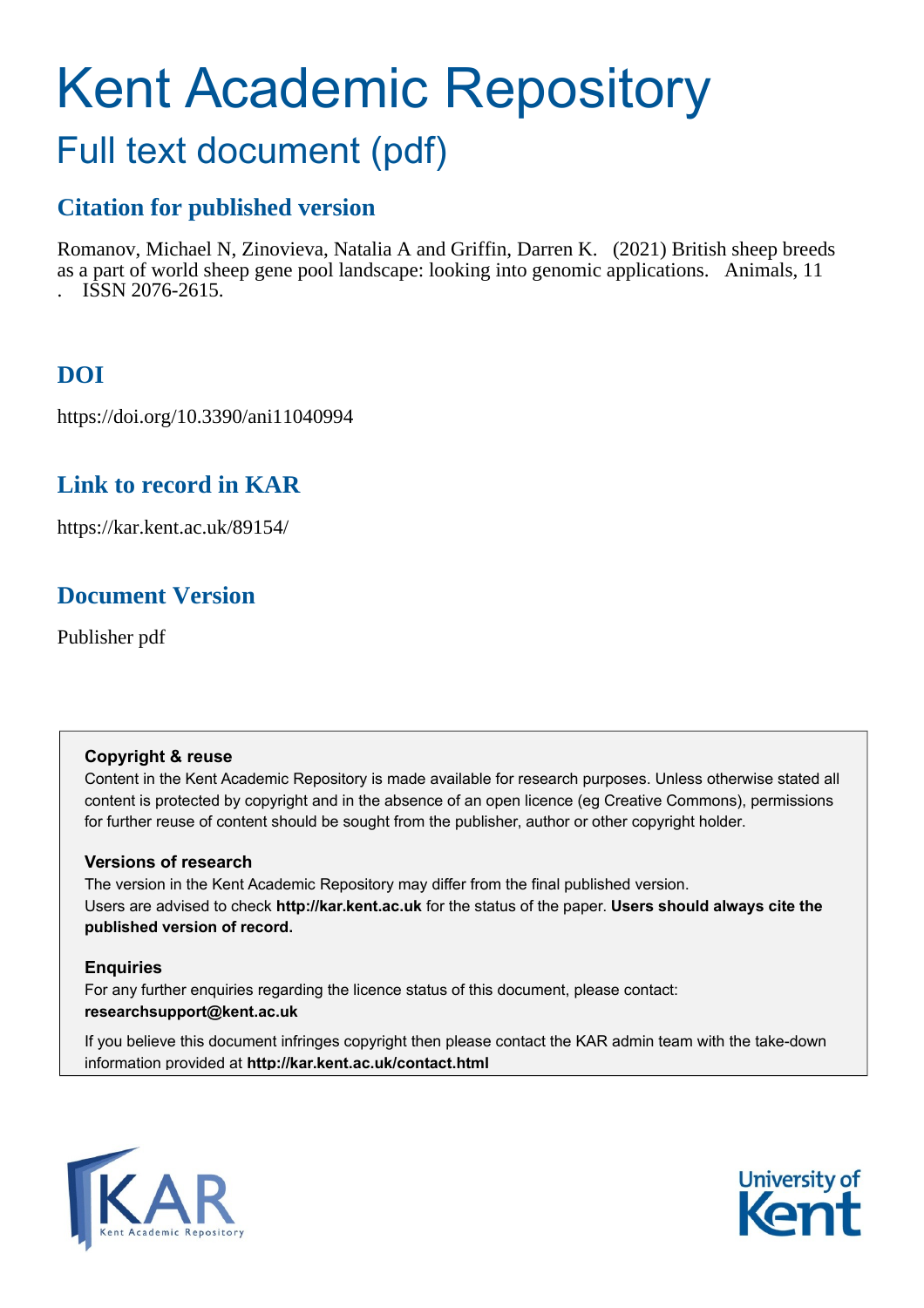# Kent Academic Repository

## Full text document (pdf)

### Citation for published version

Romanov, Michael N, Zinovieva, Natalia A and Griffin, Darren K. (2021) British sheep breeds as a part of world sheep gene pool landscape: looking into genomic applications. Animals, 11 . ISSN 2076-2615.

### DOI

https://doi.org/10.3390/ani11040994

### Link to record in KAR

https://kar.kent.ac.uk/89154/

### Document Version

Publisher pdf

**Copyright & reuse**

Content in the Kent Academic Repository is made available for research purposes. Unless otherwise stated all content is protected by copyright and in the absence of an open licence (eg Creative Commons), permissions for further reuse of content should be sought from the publisher, author or other copyright holder.

**Versions of research**

The version in the Kent Academic Repository may differ from the final published version. Users are advised to check **http://kar.kent.ac.uk** for the status of the paper. **Users should always cite the published version of record.**

**Enquiries**

For any further enquiries regarding the licence status of this document, please contact: **researchsupport@kent.ac.uk**

If you believe this document infringes copyright then please contact the KAR admin team with the take-down information provided at **http://kar.kent.ac.uk/contact.html**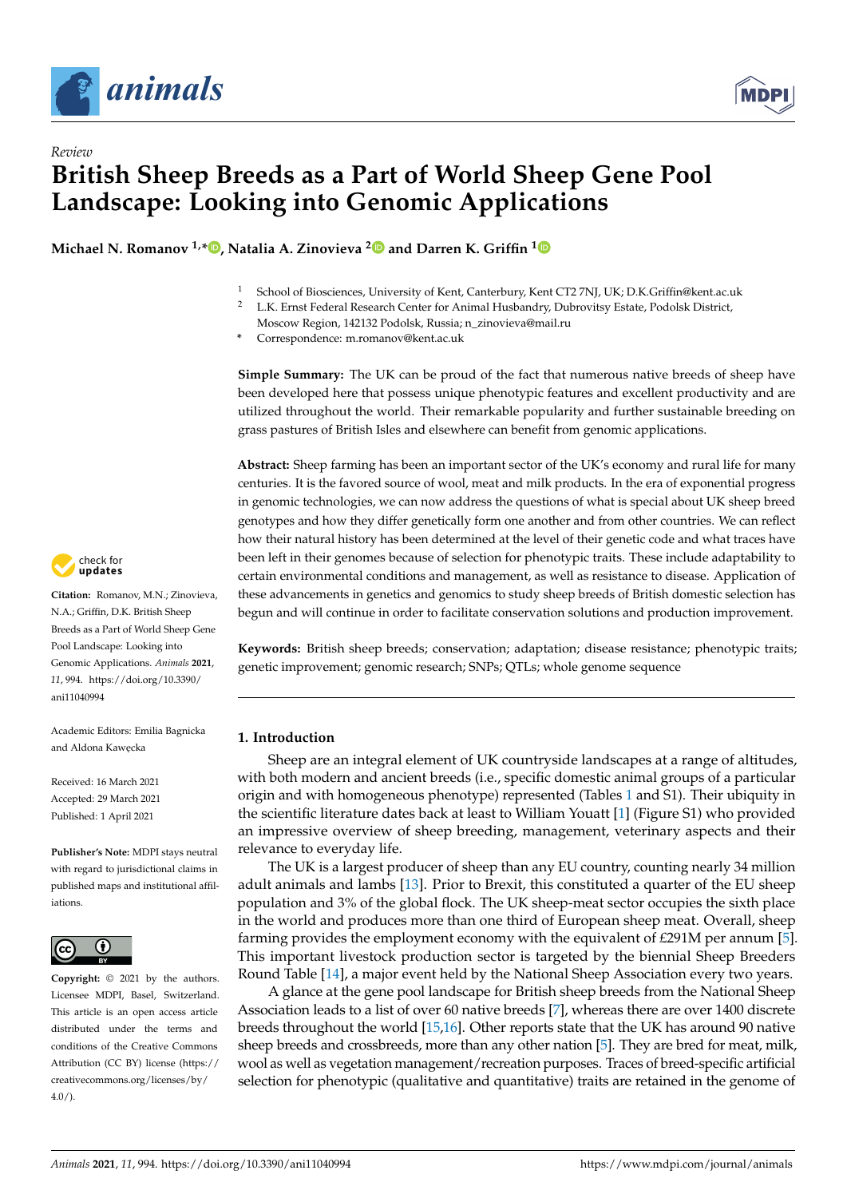Review

# British Sheep Breeds as a Part of World Sheep Gene Pool Landscape: Looking into Genomic Applications

**Michael N. Romanov [1,*], Natalia A. Zinovieva [2] and Darren K. Griffin [1]**

[1] School of Biosciences, University of Kent, Canterbury, Kent CT2 7NJ, UK; D.K.Griffin@kent.ac.uk
[2] L.K. Ernst Federal Research Center for Animal Husbandry, Dubrovitsy Estate, Podolsk District, Moscow Region, 142132 Podolsk, Russia; n_zinovieva@mail.ru
[*] Correspondence: m.romanov@kent.ac.uk

**Simple Summary:** The UK can be proud of the fact that numerous native breeds of sheep have been developed here that possess unique phenotypic features and excellent productivity and are utilized throughout the world. Their remarkable popularity and further sustainable breeding on grass pastures of British Isles and elsewhere can benefit from genomic applications.

**Abstract:** Sheep farming has been an important sector of the UK's economy and rural life for many centuries. It is the favored source of wool, meat and milk products. In the era of exponential progress in genomic technologies, we can now address the questions of what is special about UK sheep breed genotypes and how they differ genetically form one another and from other countries. We can reflect how their natural history has been determined at the level of their genetic code and what traces have been left in their genomes because of selection for phenotypic traits. These include adaptability to certain environmental conditions and management, as well as resistance to disease. Application of these advancements in genetics and genomics to study sheep breeds of British domestic selection has begun and will continue in order to facilitate conservation solutions and production improvement.

**Keywords:** British sheep breeds; conservation; adaptation; disease resistance; phenotypic traits; genetic improvement; genomic research; SNPs; QTLs; whole genome sequence

**Citation:** Romanov, M.N.; Zinovieva, N.A.; Griffin, D.K. British Sheep Breeds as a Part of World Sheep Gene Pool Landscape: Looking into Genomic Applications. *Animals* **2021**, *11*, 994. https://doi.org/10.3390/ani11040994

Academic Editors: Emilia Bagnicka and Aldona Kawęcka

Received: 16 March 2021
Accepted: 29 March 2021
Published: 1 April 2021

**Publisher's Note:** MDPI stays neutral with regard to jurisdictional claims in published maps and institutional affiliations.

**Copyright:** © 2021 by the authors. Licensee MDPI, Basel, Switzerland. This article is an open access article distributed under the terms and conditions of the Creative Commons Attribution (CC BY) license (https://creativecommons.org/licenses/by/4.0/).

## 1. Introduction

Sheep are an integral element of UK countryside landscapes at a range of altitudes, with both modern and ancient breeds (i.e., specific domestic animal groups of a particular origin and with homogeneous phenotype) represented (Tables 1 and S1). Their ubiquity in the scientific literature dates back at least to William Youatt [1] (Figure S1) who provided an impressive overview of sheep breeding, management, veterinary aspects and their relevance to everyday life.

The UK is a largest producer of sheep than any EU country, counting nearly 34 million adult animals and lambs [13]. Prior to Brexit, this constituted a quarter of the EU sheep population and 3% of the global flock. The UK sheep-meat sector occupies the sixth place in the world and produces more than one third of European sheep meat. Overall, sheep farming provides the employment economy with the equivalent of £291M per annum [5]. This important livestock production sector is targeted by the biennial Sheep Breeders Round Table [14], a major event held by the National Sheep Association every two years.

A glance at the gene pool landscape for British sheep breeds from the National Sheep Association leads to a list of over 60 native breeds [7], whereas there are over 1400 discrete breeds throughout the world [15,16]. Other reports state that the UK has around 90 native sheep breeds and crossbreeds, more than any other nation [5]. They are bred for meat, milk, wool as well as vegetation management/recreation purposes. Traces of breed-specific artificial selection for phenotypic (qualitative and quantitative) traits are retained in the genome of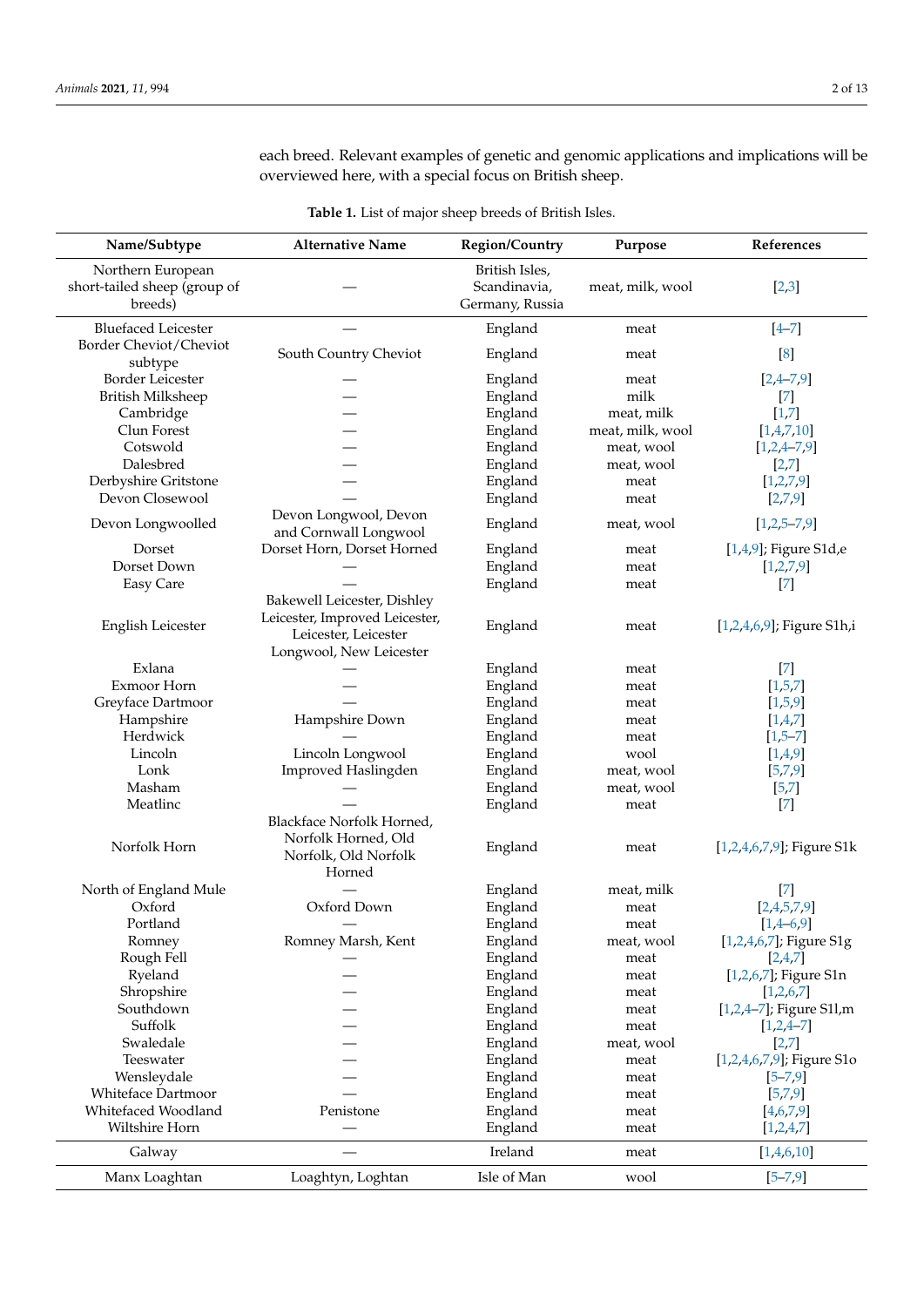each breed. Relevant examples of genetic and genomic applications and implications will be overviewed here, with a special focus on British sheep.

**Table 1.** List of major sheep breeds of British Isles.

| Name/Subtype | Alternative Name | Region/Country | Purpose | References |
|---|---|---|---|---|
| Northern European short-tailed sheep (group of breeds) | — | British Isles, Scandinavia, Germany, Russia | meat, milk, wool | [2,3] |
| Bluefaced Leicester | — | England | meat | [4–7] |
| Border Cheviot/Cheviot subtype | South Country Cheviot | England | meat | [8] |
| Border Leicester | — | England | meat | [2,4–7,9] |
| British Milksheep | — | England | milk | [7] |
| Cambridge | — | England | meat, milk | [1,7] |
| Clun Forest | — | England | meat, milk, wool | [1,4,7,10] |
| Cotswold | — | England | meat, wool | [1,2,4–7,9] |
| Dalesbred | — | England | meat, wool | [2,7] |
| Derbyshire Gritstone | — | England | meat | [1,2,7,9] |
| Devon Closewool | — | England | meat | [2,7,9] |
| Devon Longwoolled | Devon Longwool, Devon and Cornwall Longwool | England | meat, wool | [1,2,5–7,9] |
| Dorset | Dorset Horn, Dorset Horned | England | meat | [1,4,9]; Figure S1d,e |
| Dorset Down | — | England | meat | [1,2,7,9] |
| Easy Care | — | England | meat | [7] |
| English Leicester | Bakewell Leicester, Dishley Leicester, Improved Leicester, Leicester, Leicester Longwool, New Leicester | England | meat | [1,2,4,6,9]; Figure S1h,i |
| Exlana | — | England | meat | [7] |
| Exmoor Horn | — | England | meat | [1,5,7] |
| Greyface Dartmoor | — | England | meat | [1,5,9] |
| Hampshire | Hampshire Down | England | meat | [1,4,7] |
| Herdwick | — | England | meat | [1,5–7] |
| Lincoln | Lincoln Longwool | England | wool | [1,4,9] |
| Lonk | Improved Haslingden | England | meat, wool | [5,7,9] |
| Masham | — | England | meat, wool | [5,7] |
| Meatlinc | — | England | meat | [7] |
| Norfolk Horn | Blackface Norfolk Horned, Norfolk Horned, Old Norfolk, Old Norfolk Horned | England | meat | [1,2,4,6,7,9]; Figure S1k |
| North of England Mule | — | England | meat, milk | [7] |
| Oxford | Oxford Down | England | meat | [2,4,5,7,9] |
| Portland | — | England | meat | [1,4–6,9] |
| Romney | Romney Marsh, Kent | England | meat, wool | [1,2,4,6,7]; Figure S1g |
| Rough Fell | — | England | meat | [2,4,7] |
| Ryeland | — | England | meat | [1,2,6,7]; Figure S1n |
| Shropshire | — | England | meat | [1,2,6,7] |
| Southdown | — | England | meat | [1,2,4–7]; Figure S1l,m |
| Suffolk | — | England | meat | [1,2,4–7] |
| Swaledale | — | England | meat, wool | [2,7] |
| Teeswater | — | England | meat | [1,2,4,6,7,9]; Figure S1o |
| Wensleydale | — | England | meat | [5–7,9] |
| Whiteface Dartmoor | — | England | meat | [5,7,9] |
| Whitefaced Woodland | Penistone | England | meat | [4,6,7,9] |
| Wiltshire Horn | — | England | meat | [1,2,4,7] |
| Galway | — | Ireland | meat | [1,4,6,10] |
| Manx Loaghtan | Loaghtyn, Loghtan | Isle of Man | wool | [5–7,9] |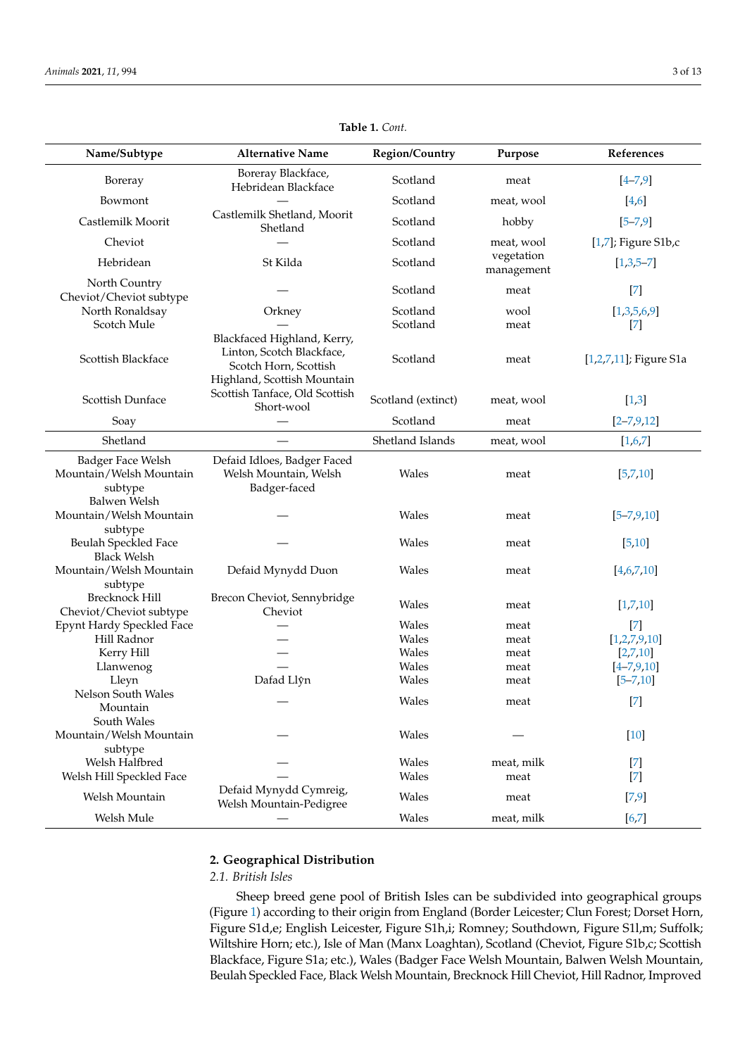**Table 1.** *Cont.*

| Name/Subtype | Alternative Name | Region/Country | Purpose | References |
|---|---|---|---|---|
| Boreray | Boreray Blackface, Hebridean Blackface | Scotland | meat | [4–7,9] |
| Bowmont | — | Scotland | meat, wool | [4,6] |
| Castlemilk Moorit | Castlemilk Shetland, Moorit Shetland | Scotland | hobby | [5–7,9] |
| Cheviot | — | Scotland | meat, wool | [1,7]; Figure S1b,c |
| Hebridean | St Kilda | Scotland | vegetation management | [1,3,5–7] |
| North Country Cheviot/Cheviot subtype | — | Scotland | meat | [7] |
| North Ronaldsay | Orkney | Scotland | wool | [1,3,5,6,9] |
| Scotch Mule | — | Scotland | meat | [7] |
| Scottish Blackface | Blackfaced Highland, Kerry, Linton, Scotch Blackface, Scotch Horn, Scottish Highland, Scottish Mountain | Scotland | meat | [1,2,7,11]; Figure S1a |
| Scottish Dunface | Scottish Tanface, Old Scottish Short-wool | Scotland (extinct) | meat, wool | [1,3] |
| Soay | — | Scotland | meat | [2–7,9,12] |
| Shetland | — | Shetland Islands | meat, wool | [1,6,7] |
| Badger Face Welsh Mountain/Welsh Mountain subtype | Defaid Idloes, Badger Faced Welsh Mountain, Welsh Badger-faced | Wales | meat | [5,7,10] |
| Balwen Welsh Mountain/Welsh Mountain subtype | — | Wales | meat | [5–7,9,10] |
| Beulah Speckled Face | — | Wales | meat | [5,10] |
| Black Welsh Mountain/Welsh Mountain subtype | Defaid Mynydd Duon | Wales | meat | [4,6,7,10] |
| Brecknock Hill Cheviot/Cheviot subtype | Brecon Cheviot, Sennybridge Cheviot | Wales | meat | [1,7,10] |
| Epynt Hardy Speckled Face | — | Wales | meat | [7] |
| Hill Radnor | — | Wales | meat | [1,2,7,9,10] |
| Kerry Hill | — | Wales | meat | [2,7,10] |
| Llanwenog | — | Wales | meat | [4–7,9,10] |
| Lleyn | Dafad Llŷn | Wales | meat | [5–7,10] |
| Nelson South Wales Mountain | — | Wales | meat | [7] |
| South Wales Mountain/Welsh Mountain subtype | — | Wales | — | [10] |
| Welsh Halfbred | — | Wales | meat, milk | [7] |
| Welsh Hill Speckled Face | — | Wales | meat | [7] |
| Welsh Mountain | Defaid Mynydd Cymreig, Welsh Mountain-Pedigree | Wales | meat | [7,9] |
| Welsh Mule | — | Wales | meat, milk | [6,7] |

## 2. Geographical Distribution

### *2.1. British Isles*

Sheep breed gene pool of British Isles can be subdivided into geographical groups (Figure 1) according to their origin from England (Border Leicester; Clun Forest; Dorset Horn, Figure S1d,e; English Leicester, Figure S1h,i; Romney; Southdown, Figure S1l,m; Suffolk; Wiltshire Horn; etc.), Isle of Man (Manx Loaghtan), Scotland (Cheviot, Figure S1b,c; Scottish Blackface, Figure S1a; etc.), Wales (Badger Face Welsh Mountain, Balwen Welsh Mountain, Beulah Speckled Face, Black Welsh Mountain, Brecknock Hill Cheviot, Hill Radnor, Improved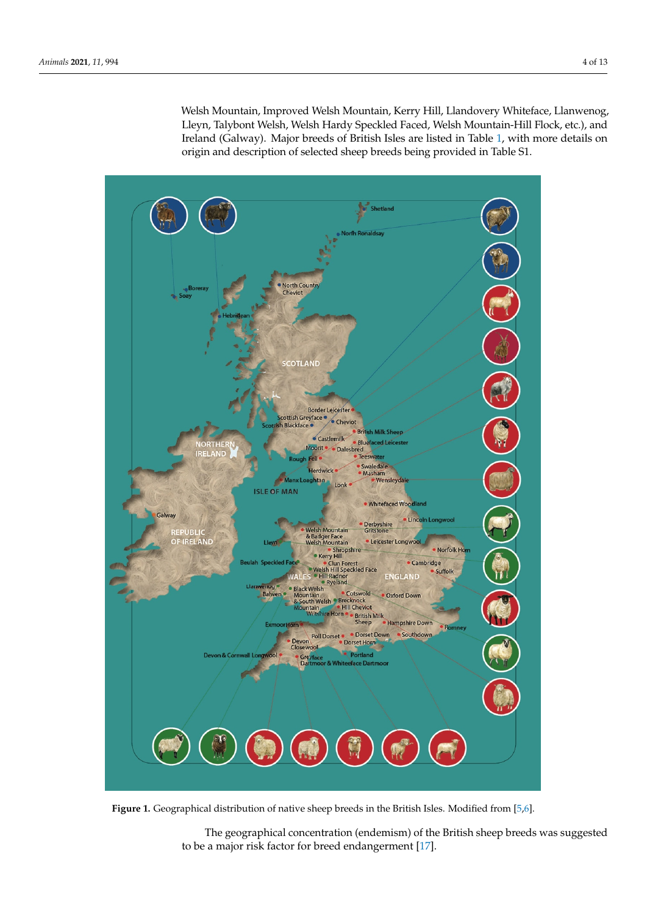Welsh Mountain, Improved Welsh Mountain, Kerry Hill, Llandovery Whiteface, Llanwenog, Lleyn, Talybont Welsh, Welsh Hardy Speckled Faced, Welsh Mountain-Hill Flock, etc.), and Ireland (Galway). Major breeds of British Isles are listed in Table 1, with more details on origin and description of selected sheep breeds being provided in Table S1.

**Figure 1.** Geographical distribution of native sheep breeds in the British Isles. Modified from [5,6].

The geographical concentration (endemism) of the British sheep breeds was suggested to be a major risk factor for breed endangerment [17].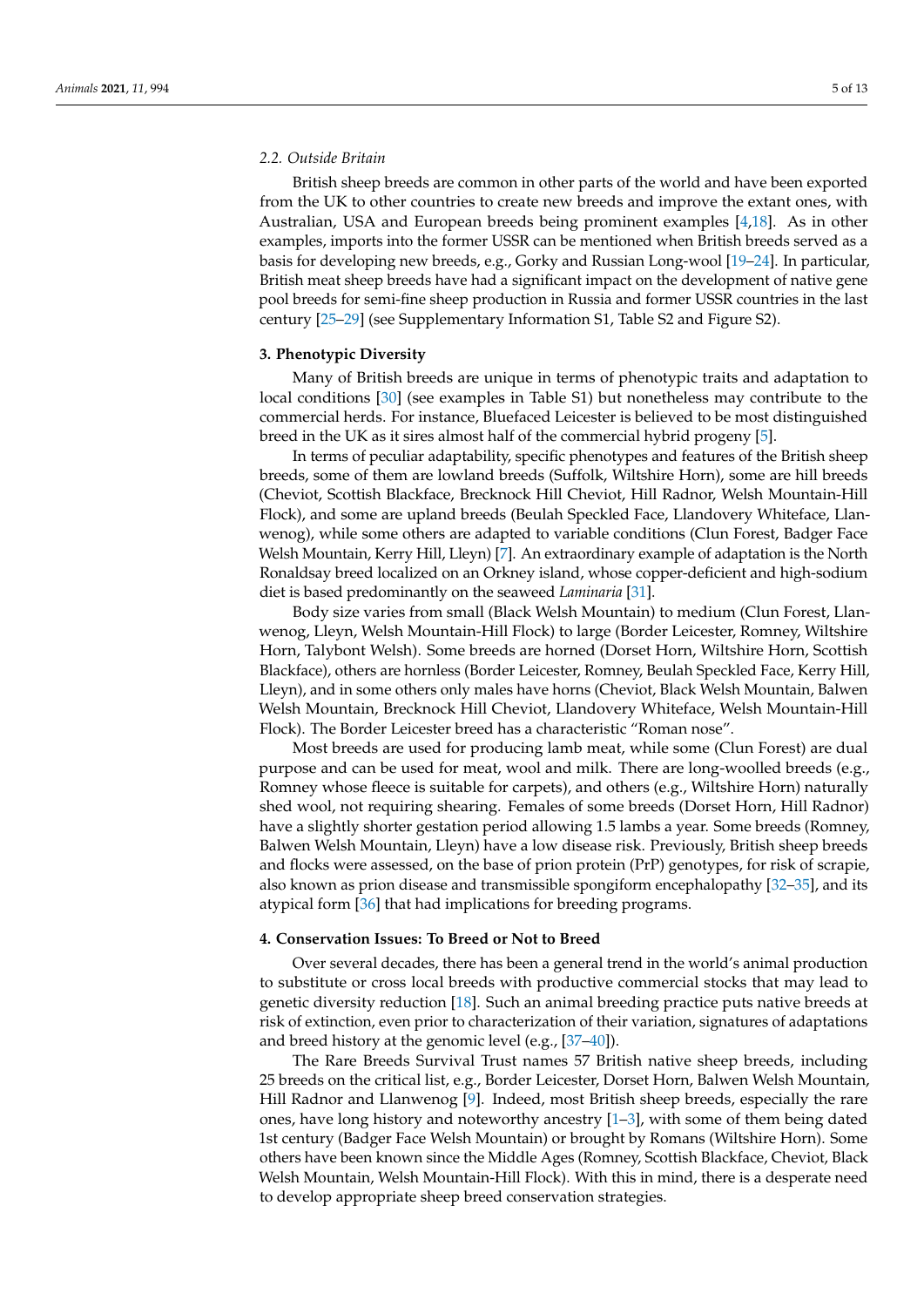### 2.2. Outside Britain

British sheep breeds are common in other parts of the world and have been exported from the UK to other countries to create new breeds and improve the extant ones, with Australian, USA and European breeds being prominent examples [4,18]. As in other examples, imports into the former USSR can be mentioned when British breeds served as a basis for developing new breeds, e.g., Gorky and Russian Long-wool [19–24]. In particular, British meat sheep breeds have had a significant impact on the development of native gene pool breeds for semi-fine sheep production in Russia and former USSR countries in the last century [25–29] (see Supplementary Information S1, Table S2 and Figure S2).

## 3. Phenotypic Diversity

Many of British breeds are unique in terms of phenotypic traits and adaptation to local conditions [30] (see examples in Table S1) but nonetheless may contribute to the commercial herds. For instance, Bluefaced Leicester is believed to be most distinguished breed in the UK as it sires almost half of the commercial hybrid progeny [5].

In terms of peculiar adaptability, specific phenotypes and features of the British sheep breeds, some of them are lowland breeds (Suffolk, Wiltshire Horn), some are hill breeds (Cheviot, Scottish Blackface, Brecknock Hill Cheviot, Hill Radnor, Welsh Mountain-Hill Flock), and some are upland breeds (Beulah Speckled Face, Llandovery Whiteface, Llanwenog), while some others are adapted to variable conditions (Clun Forest, Badger Face Welsh Mountain, Kerry Hill, Lleyn) [7]. An extraordinary example of adaptation is the North Ronaldsay breed localized on an Orkney island, whose copper-deficient and high-sodium diet is based predominantly on the seaweed *Laminaria* [31].

Body size varies from small (Black Welsh Mountain) to medium (Clun Forest, Llanwenog, Lleyn, Welsh Mountain-Hill Flock) to large (Border Leicester, Romney, Wiltshire Horn, Talybont Welsh). Some breeds are horned (Dorset Horn, Wiltshire Horn, Scottish Blackface), others are hornless (Border Leicester, Romney, Beulah Speckled Face, Kerry Hill, Lleyn), and in some others only males have horns (Cheviot, Black Welsh Mountain, Balwen Welsh Mountain, Brecknock Hill Cheviot, Llandovery Whiteface, Welsh Mountain-Hill Flock). The Border Leicester breed has a characteristic "Roman nose".

Most breeds are used for producing lamb meat, while some (Clun Forest) are dual purpose and can be used for meat, wool and milk. There are long-woolled breeds (e.g., Romney whose fleece is suitable for carpets), and others (e.g., Wiltshire Horn) naturally shed wool, not requiring shearing. Females of some breeds (Dorset Horn, Hill Radnor) have a slightly shorter gestation period allowing 1.5 lambs a year. Some breeds (Romney, Balwen Welsh Mountain, Lleyn) have a low disease risk. Previously, British sheep breeds and flocks were assessed, on the base of prion protein (PrP) genotypes, for risk of scrapie, also known as prion disease and transmissible spongiform encephalopathy [32–35], and its atypical form [36] that had implications for breeding programs.

## 4. Conservation Issues: To Breed or Not to Breed

Over several decades, there has been a general trend in the world's animal production to substitute or cross local breeds with productive commercial stocks that may lead to genetic diversity reduction [18]. Such an animal breeding practice puts native breeds at risk of extinction, even prior to characterization of their variation, signatures of adaptations and breed history at the genomic level (e.g., [37–40]).

The Rare Breeds Survival Trust names 57 British native sheep breeds, including 25 breeds on the critical list, e.g., Border Leicester, Dorset Horn, Balwen Welsh Mountain, Hill Radnor and Llanwenog [9]. Indeed, most British sheep breeds, especially the rare ones, have long history and noteworthy ancestry [1–3], with some of them being dated 1st century (Badger Face Welsh Mountain) or brought by Romans (Wiltshire Horn). Some others have been known since the Middle Ages (Romney, Scottish Blackface, Cheviot, Black Welsh Mountain, Welsh Mountain-Hill Flock). With this in mind, there is a desperate need to develop appropriate sheep breed conservation strategies.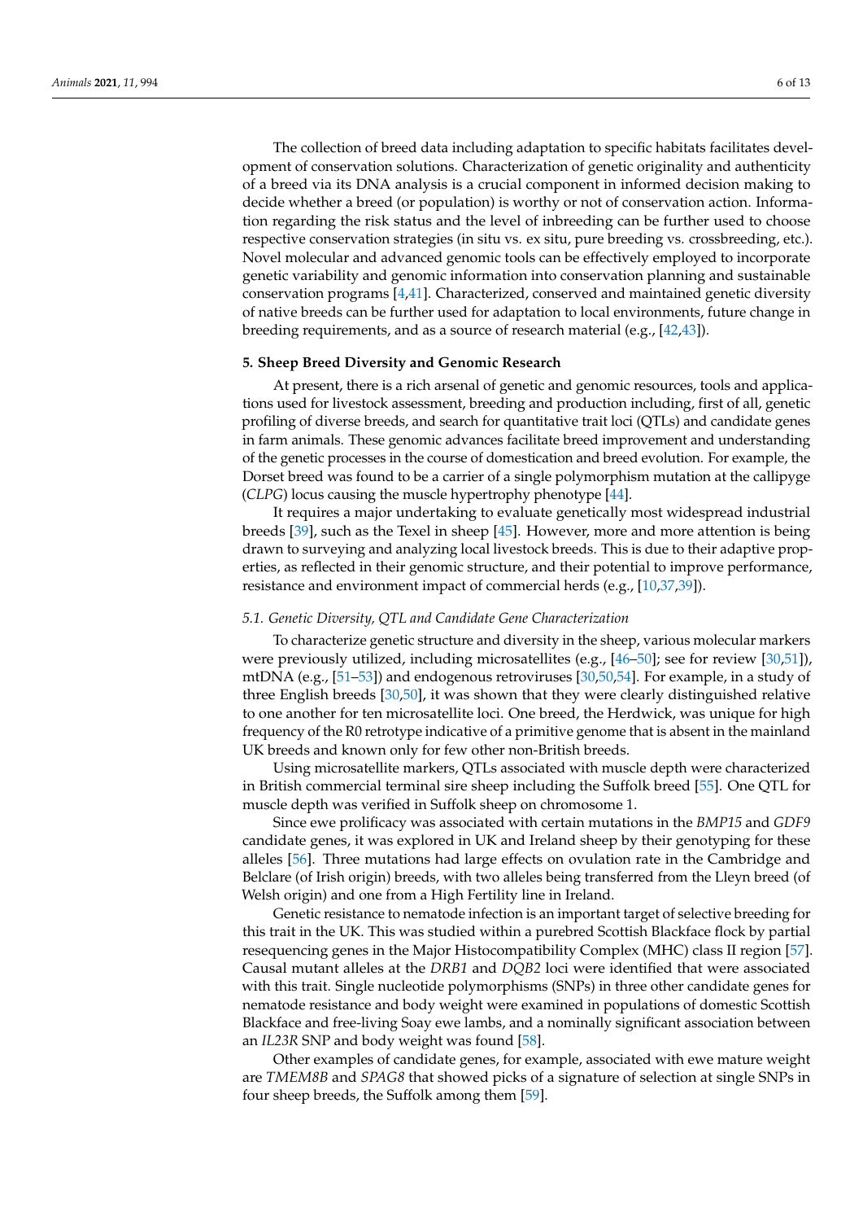The collection of breed data including adaptation to specific habitats facilitates development of conservation solutions. Characterization of genetic originality and authenticity of a breed via its DNA analysis is a crucial component in informed decision making to decide whether a breed (or population) is worthy or not of conservation action. Information regarding the risk status and the level of inbreeding can be further used to choose respective conservation strategies (in situ vs. ex situ, pure breeding vs. crossbreeding, etc.). Novel molecular and advanced genomic tools can be effectively employed to incorporate genetic variability and genomic information into conservation planning and sustainable conservation programs [4,41]. Characterized, conserved and maintained genetic diversity of native breeds can be further used for adaptation to local environments, future change in breeding requirements, and as a source of research material (e.g., [42,43]).

## 5. Sheep Breed Diversity and Genomic Research

At present, there is a rich arsenal of genetic and genomic resources, tools and applications used for livestock assessment, breeding and production including, first of all, genetic profiling of diverse breeds, and search for quantitative trait loci (QTLs) and candidate genes in farm animals. These genomic advances facilitate breed improvement and understanding of the genetic processes in the course of domestication and breed evolution. For example, the Dorset breed was found to be a carrier of a single polymorphism mutation at the callipyge (*CLPG*) locus causing the muscle hypertrophy phenotype [44].

It requires a major undertaking to evaluate genetically most widespread industrial breeds [39], such as the Texel in sheep [45]. However, more and more attention is being drawn to surveying and analyzing local livestock breeds. This is due to their adaptive properties, as reflected in their genomic structure, and their potential to improve performance, resistance and environment impact of commercial herds (e.g., [10,37,39]).

### 5.1. Genetic Diversity, QTL and Candidate Gene Characterization

To characterize genetic structure and diversity in the sheep, various molecular markers were previously utilized, including microsatellites (e.g., [46–50]; see for review [30,51]), mtDNA (e.g., [51–53]) and endogenous retroviruses [30,50,54]. For example, in a study of three English breeds [30,50], it was shown that they were clearly distinguished relative to one another for ten microsatellite loci. One breed, the Herdwick, was unique for high frequency of the R0 retrotype indicative of a primitive genome that is absent in the mainland UK breeds and known only for few other non-British breeds.

Using microsatellite markers, QTLs associated with muscle depth were characterized in British commercial terminal sire sheep including the Suffolk breed [55]. One QTL for muscle depth was verified in Suffolk sheep on chromosome 1.

Since ewe prolificacy was associated with certain mutations in the *BMP15* and *GDF9* candidate genes, it was explored in UK and Ireland sheep by their genotyping for these alleles [56]. Three mutations had large effects on ovulation rate in the Cambridge and Belclare (of Irish origin) breeds, with two alleles being transferred from the Lleyn breed (of Welsh origin) and one from a High Fertility line in Ireland.

Genetic resistance to nematode infection is an important target of selective breeding for this trait in the UK. This was studied within a purebred Scottish Blackface flock by partial resequencing genes in the Major Histocompatibility Complex (MHC) class II region [57]. Causal mutant alleles at the *DRB1* and *DQB2* loci were identified that were associated with this trait. Single nucleotide polymorphisms (SNPs) in three other candidate genes for nematode resistance and body weight were examined in populations of domestic Scottish Blackface and free-living Soay ewe lambs, and a nominally significant association between an *IL23R* SNP and body weight was found [58].

Other examples of candidate genes, for example, associated with ewe mature weight are *TMEM8B* and *SPAG8* that showed picks of a signature of selection at single SNPs in four sheep breeds, the Suffolk among them [59].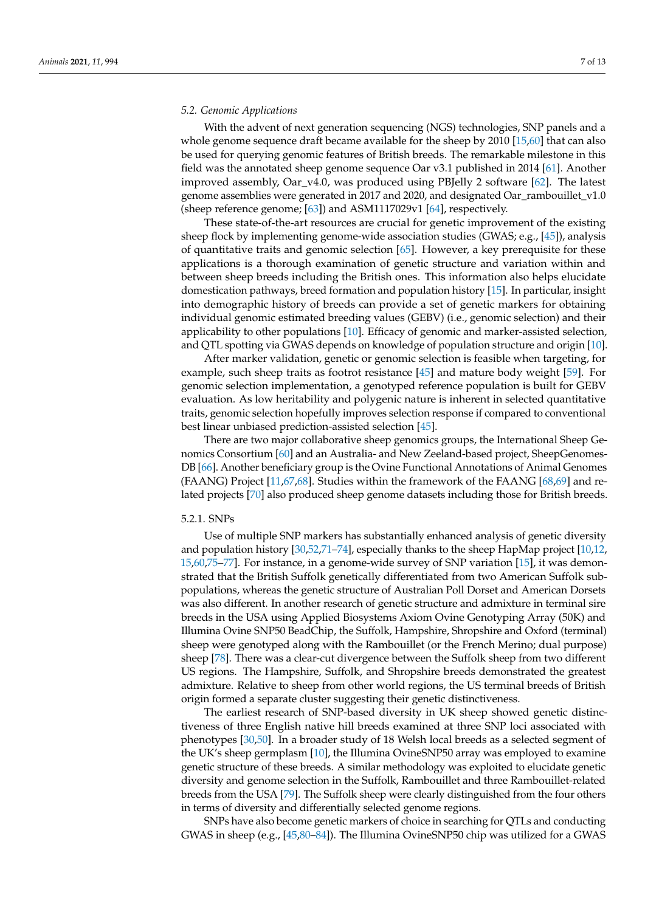### 5.2. Genomic Applications

With the advent of next generation sequencing (NGS) technologies, SNP panels and a whole genome sequence draft became available for the sheep by 2010 [15,60] that can also be used for querying genomic features of British breeds. The remarkable milestone in this field was the annotated sheep genome sequence Oar v3.1 published in 2014 [61]. Another improved assembly, Oar_v4.0, was produced using PBJelly 2 software [62]. The latest genome assemblies were generated in 2017 and 2020, and designated Oar_rambouillet_v1.0 (sheep reference genome; [63]) and ASM1117029v1 [64], respectively.

These state-of-the-art resources are crucial for genetic improvement of the existing sheep flock by implementing genome-wide association studies (GWAS; e.g., [45]), analysis of quantitative traits and genomic selection [65]. However, a key prerequisite for these applications is a thorough examination of genetic structure and variation within and between sheep breeds including the British ones. This information also helps elucidate domestication pathways, breed formation and population history [15]. In particular, insight into demographic history of breeds can provide a set of genetic markers for obtaining individual genomic estimated breeding values (GEBV) (i.e., genomic selection) and their applicability to other populations [10]. Efficacy of genomic and marker-assisted selection, and QTL spotting via GWAS depends on knowledge of population structure and origin [10].

After marker validation, genetic or genomic selection is feasible when targeting, for example, such sheep traits as footrot resistance [45] and mature body weight [59]. For genomic selection implementation, a genotyped reference population is built for GEBV evaluation. As low heritability and polygenic nature is inherent in selected quantitative traits, genomic selection hopefully improves selection response if compared to conventional best linear unbiased prediction-assisted selection [45].

There are two major collaborative sheep genomics groups, the International Sheep Genomics Consortium [60] and an Australia- and New Zeeland-based project, SheepGenomesDB [66]. Another beneficiary group is the Ovine Functional Annotations of Animal Genomes (FAANG) Project [11,67,68]. Studies within the framework of the FAANG [68,69] and related projects [70] also produced sheep genome datasets including those for British breeds.

#### 5.2.1. SNPs

Use of multiple SNP markers has substantially enhanced analysis of genetic diversity and population history [30,52,71–74], especially thanks to the sheep HapMap project [10,12,15,60,75–77]. For instance, in a genome-wide survey of SNP variation [15], it was demonstrated that the British Suffolk genetically differentiated from two American Suffolk subpopulations, whereas the genetic structure of Australian Poll Dorset and American Dorsets was also different. In another research of genetic structure and admixture in terminal sire breeds in the USA using Applied Biosystems Axiom Ovine Genotyping Array (50K) and Illumina Ovine SNP50 BeadChip, the Suffolk, Hampshire, Shropshire and Oxford (terminal) sheep were genotyped along with the Rambouillet (or the French Merino; dual purpose) sheep [78]. There was a clear-cut divergence between the Suffolk sheep from two different US regions. The Hampshire, Suffolk, and Shropshire breeds demonstrated the greatest admixture. Relative to sheep from other world regions, the US terminal breeds of British origin formed a separate cluster suggesting their genetic distinctiveness.

The earliest research of SNP-based diversity in UK sheep showed genetic distinctiveness of three English native hill breeds examined at three SNP loci associated with phenotypes [30,50]. In a broader study of 18 Welsh local breeds as a selected segment of the UK's sheep germplasm [10], the Illumina OvineSNP50 array was employed to examine genetic structure of these breeds. A similar methodology was exploited to elucidate genetic diversity and genome selection in the Suffolk, Rambouillet and three Rambouillet-related breeds from the USA [79]. The Suffolk sheep were clearly distinguished from the four others in terms of diversity and differentially selected genome regions.

SNPs have also become genetic markers of choice in searching for QTLs and conducting GWAS in sheep (e.g., [45,80–84]). The Illumina OvineSNP50 chip was utilized for a GWAS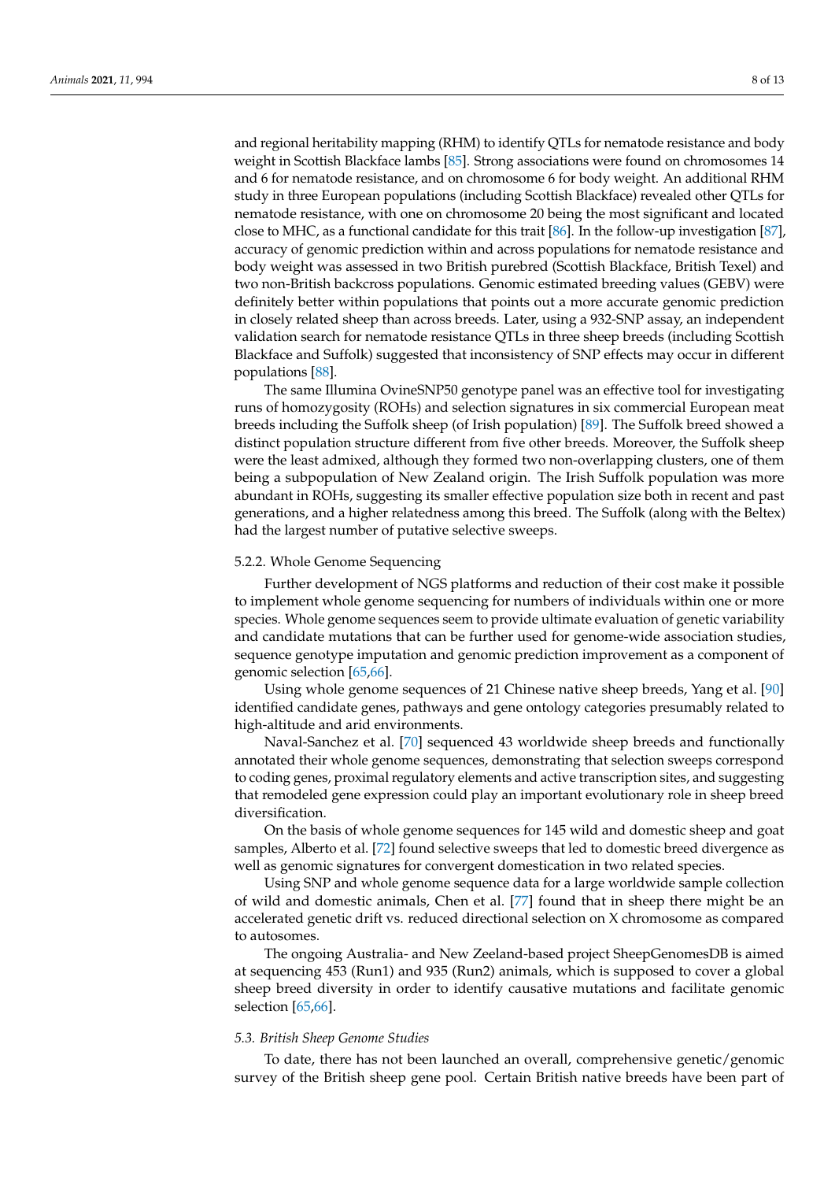and regional heritability mapping (RHM) to identify QTLs for nematode resistance and body weight in Scottish Blackface lambs [85]. Strong associations were found on chromosomes 14 and 6 for nematode resistance, and on chromosome 6 for body weight. An additional RHM study in three European populations (including Scottish Blackface) revealed other QTLs for nematode resistance, with one on chromosome 20 being the most significant and located close to MHC, as a functional candidate for this trait [86]. In the follow-up investigation [87], accuracy of genomic prediction within and across populations for nematode resistance and body weight was assessed in two British purebred (Scottish Blackface, British Texel) and two non-British backcross populations. Genomic estimated breeding values (GEBV) were definitely better within populations that points out a more accurate genomic prediction in closely related sheep than across breeds. Later, using a 932-SNP assay, an independent validation search for nematode resistance QTLs in three sheep breeds (including Scottish Blackface and Suffolk) suggested that inconsistency of SNP effects may occur in different populations [88].

The same Illumina OvineSNP50 genotype panel was an effective tool for investigating runs of homozygosity (ROHs) and selection signatures in six commercial European meat breeds including the Suffolk sheep (of Irish population) [89]. The Suffolk breed showed a distinct population structure different from five other breeds. Moreover, the Suffolk sheep were the least admixed, although they formed two non-overlapping clusters, one of them being a subpopulation of New Zealand origin. The Irish Suffolk population was more abundant in ROHs, suggesting its smaller effective population size both in recent and past generations, and a higher relatedness among this breed. The Suffolk (along with the Beltex) had the largest number of putative selective sweeps.

#### 5.2.2. Whole Genome Sequencing

Further development of NGS platforms and reduction of their cost make it possible to implement whole genome sequencing for numbers of individuals within one or more species. Whole genome sequences seem to provide ultimate evaluation of genetic variability and candidate mutations that can be further used for genome-wide association studies, sequence genotype imputation and genomic prediction improvement as a component of genomic selection [65,66].

Using whole genome sequences of 21 Chinese native sheep breeds, Yang et al. [90] identified candidate genes, pathways and gene ontology categories presumably related to high-altitude and arid environments.

Naval-Sanchez et al. [70] sequenced 43 worldwide sheep breeds and functionally annotated their whole genome sequences, demonstrating that selection sweeps correspond to coding genes, proximal regulatory elements and active transcription sites, and suggesting that remodeled gene expression could play an important evolutionary role in sheep breed diversification.

On the basis of whole genome sequences for 145 wild and domestic sheep and goat samples, Alberto et al. [72] found selective sweeps that led to domestic breed divergence as well as genomic signatures for convergent domestication in two related species.

Using SNP and whole genome sequence data for a large worldwide sample collection of wild and domestic animals, Chen et al. [77] found that in sheep there might be an accelerated genetic drift vs. reduced directional selection on X chromosome as compared to autosomes.

The ongoing Australia- and New Zeeland-based project SheepGenomesDB is aimed at sequencing 453 (Run1) and 935 (Run2) animals, which is supposed to cover a global sheep breed diversity in order to identify causative mutations and facilitate genomic selection [65,66].

### *5.3. British Sheep Genome Studies*

To date, there has not been launched an overall, comprehensive genetic/genomic survey of the British sheep gene pool. Certain British native breeds have been part of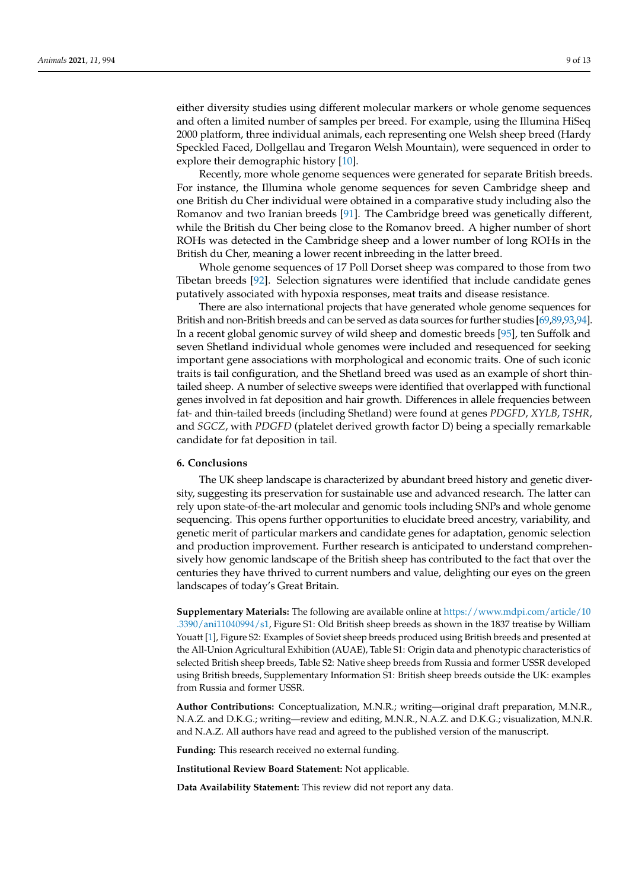either diversity studies using different molecular markers or whole genome sequences and often a limited number of samples per breed. For example, using the Illumina HiSeq 2000 platform, three individual animals, each representing one Welsh sheep breed (Hardy Speckled Faced, Dollgellau and Tregaron Welsh Mountain), were sequenced in order to explore their demographic history [10].

Recently, more whole genome sequences were generated for separate British breeds. For instance, the Illumina whole genome sequences for seven Cambridge sheep and one British du Cher individual were obtained in a comparative study including also the Romanov and two Iranian breeds [91]. The Cambridge breed was genetically different, while the British du Cher being close to the Romanov breed. A higher number of short ROHs was detected in the Cambridge sheep and a lower number of long ROHs in the British du Cher, meaning a lower recent inbreeding in the latter breed.

Whole genome sequences of 17 Poll Dorset sheep was compared to those from two Tibetan breeds [92]. Selection signatures were identified that include candidate genes putatively associated with hypoxia responses, meat traits and disease resistance.

There are also international projects that have generated whole genome sequences for British and non-British breeds and can be served as data sources for further studies [69,89,93,94]. In a recent global genomic survey of wild sheep and domestic breeds [95], ten Suffolk and seven Shetland individual whole genomes were included and resequenced for seeking important gene associations with morphological and economic traits. One of such iconic traits is tail configuration, and the Shetland breed was used as an example of short thin-tailed sheep. A number of selective sweeps were identified that overlapped with functional genes involved in fat deposition and hair growth. Differences in allele frequencies between fat- and thin-tailed breeds (including Shetland) were found at genes *PDGFD*, *XYLB*, *TSHR*, and *SGCZ*, with *PDGFD* (platelet derived growth factor D) being a specially remarkable candidate for fat deposition in tail.

## 6. Conclusions

The UK sheep landscape is characterized by abundant breed history and genetic diversity, suggesting its preservation for sustainable use and advanced research. The latter can rely upon state-of-the-art molecular and genomic tools including SNPs and whole genome sequencing. This opens further opportunities to elucidate breed ancestry, variability, and genetic merit of particular markers and candidate genes for adaptation, genomic selection and production improvement. Further research is anticipated to understand comprehensively how genomic landscape of the British sheep has contributed to the fact that over the centuries they have thrived to current numbers and value, delighting our eyes on the green landscapes of today's Great Britain.

**Supplementary Materials:** The following are available online at https://www.mdpi.com/article/10.3390/ani11040994/s1, Figure S1: Old British sheep breeds as shown in the 1837 treatise by William Youatt [1], Figure S2: Examples of Soviet sheep breeds produced using British breeds and presented at the All-Union Agricultural Exhibition (AUAE), Table S1: Origin data and phenotypic characteristics of selected British sheep breeds, Table S2: Native sheep breeds from Russia and former USSR developed using British breeds, Supplementary Information S1: British sheep breeds outside the UK: examples from Russia and former USSR.

**Author Contributions:** Conceptualization, M.N.R.; writing—original draft preparation, M.N.R., N.A.Z. and D.K.G.; writing—review and editing, M.N.R., N.A.Z. and D.K.G.; visualization, M.N.R. and N.A.Z. All authors have read and agreed to the published version of the manuscript.

**Funding:** This research received no external funding.

**Institutional Review Board Statement:** Not applicable.

**Data Availability Statement:** This review did not report any data.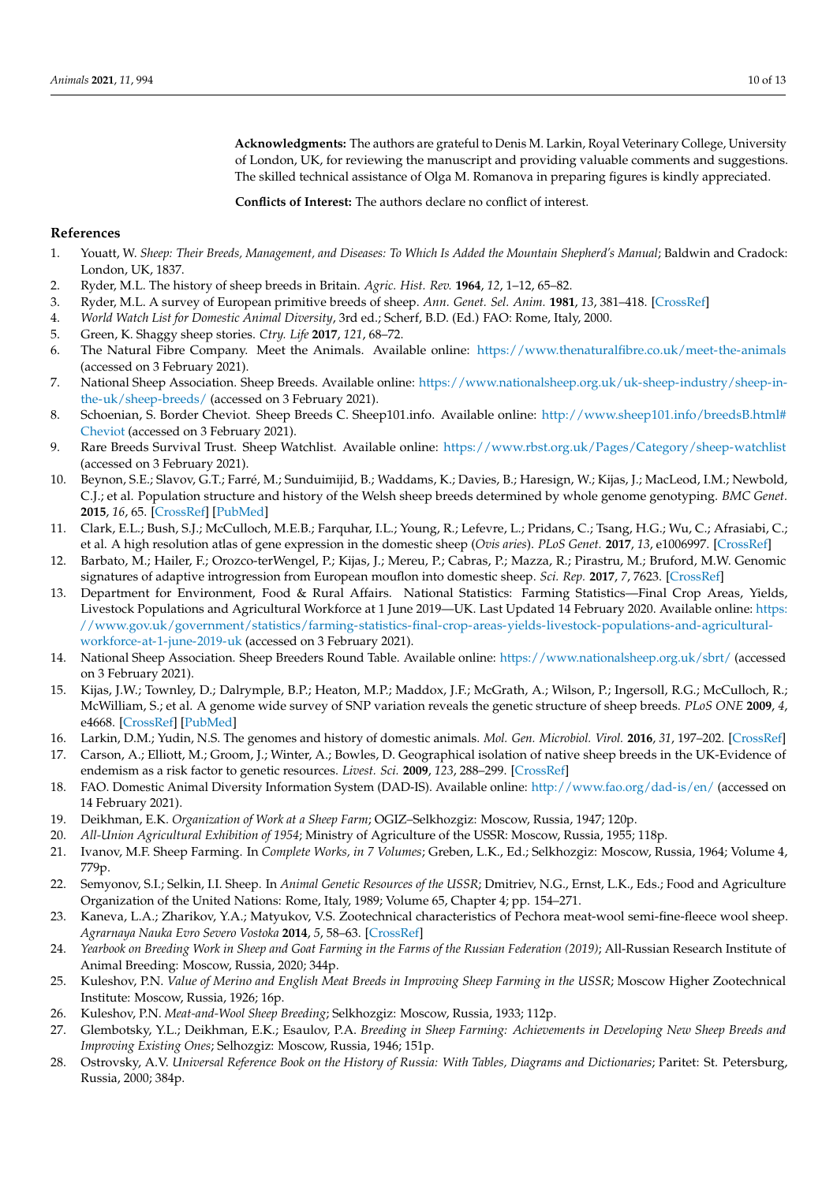**Acknowledgments:** The authors are grateful to Denis M. Larkin, Royal Veterinary College, University of London, UK, for reviewing the manuscript and providing valuable comments and suggestions. The skilled technical assistance of Olga M. Romanova in preparing figures is kindly appreciated.

**Conflicts of Interest:** The authors declare no conflict of interest.

## References

1. Youatt, W. *Sheep: Their Breeds, Management, and Diseases: To Which Is Added the Mountain Shepherd's Manual*; Baldwin and Cradock: London, UK, 1837.
2. Ryder, M.L. The history of sheep breeds in Britain. *Agric. Hist. Rev.* **1964**, *12*, 1–12, 65–82.
3. Ryder, M.L. A survey of European primitive breeds of sheep. *Ann. Genet. Sel. Anim.* **1981**, *13*, 381–418. [CrossRef]
4. *World Watch List for Domestic Animal Diversity*, 3rd ed.; Scherf, B.D. (Ed.) FAO: Rome, Italy, 2000.
5. Green, K. Shaggy sheep stories. *Ctry. Life* **2017**, *121*, 68–72.
6. The Natural Fibre Company. Meet the Animals. Available online: https://www.thenaturalfibre.co.uk/meet-the-animals (accessed on 3 February 2021).
7. National Sheep Association. Sheep Breeds. Available online: https://www.nationalsheep.org.uk/uk-sheep-industry/sheep-in-the-uk/sheep-breeds/ (accessed on 3 February 2021).
8. Schoenian, S. Border Cheviot. Sheep Breeds C. Sheep101.info. Available online: http://www.sheep101.info/breedsB.html#Cheviot (accessed on 3 February 2021).
9. Rare Breeds Survival Trust. Sheep Watchlist. Available online: https://www.rbst.org.uk/Pages/Category/sheep-watchlist (accessed on 3 February 2021).
10. Beynon, S.E.; Slavov, G.T.; Farré, M.; Sunduimijid, B.; Waddams, K.; Davies, B.; Haresign, W.; Kijas, J.; MacLeod, I.M.; Newbold, C.J.; et al. Population structure and history of the Welsh sheep breeds determined by whole genome genotyping. *BMC Genet.* **2015**, *16*, 65. [CrossRef] [PubMed]
11. Clark, E.L.; Bush, S.J.; McCulloch, M.E.B.; Farquhar, I.L.; Young, R.; Lefevre, L.; Pridans, C.; Tsang, H.G.; Wu, C.; Afrasiabi, C.; et al. A high resolution atlas of gene expression in the domestic sheep (*Ovis aries*). *PLoS Genet.* **2017**, *13*, e1006997. [CrossRef]
12. Barbato, M.; Hailer, F.; Orozco-terWengel, P.; Kijas, J.; Mereu, P.; Cabras, P.; Mazza, R.; Pirastru, M.; Bruford, M.W. Genomic signatures of adaptive introgression from European mouflon into domestic sheep. *Sci. Rep.* **2017**, *7*, 7623. [CrossRef]
13. Department for Environment, Food & Rural Affairs. National Statistics: Farming Statistics—Final Crop Areas, Yields, Livestock Populations and Agricultural Workforce at 1 June 2019—UK. Last Updated 14 February 2020. Available online: https://www.gov.uk/government/statistics/farming-statistics-final-crop-areas-yields-livestock-populations-and-agricultural-workforce-at-1-june-2019-uk (accessed on 3 February 2021).
14. National Sheep Association. Sheep Breeders Round Table. Available online: https://www.nationalsheep.org.uk/sbrt/ (accessed on 3 February 2021).
15. Kijas, J.W.; Townley, D.; Dalrymple, B.P.; Heaton, M.P.; Maddox, J.F.; McGrath, A.; Wilson, P.; Ingersoll, R.G.; McCulloch, R.; McWilliam, S.; et al. A genome wide survey of SNP variation reveals the genetic structure of sheep breeds. *PLoS ONE* **2009**, *4*, e4668. [CrossRef] [PubMed]
16. Larkin, D.M.; Yudin, N.S. The genomes and history of domestic animals. *Mol. Gen. Microbiol. Virol.* **2016**, *31*, 197–202. [CrossRef]
17. Carson, A.; Elliott, M.; Groom, J.; Winter, A.; Bowles, D. Geographical isolation of native sheep breeds in the UK-Evidence of endemism as a risk factor to genetic resources. *Livest. Sci.* **2009**, *123*, 288–299. [CrossRef]
18. FAO. Domestic Animal Diversity Information System (DAD-IS). Available online: http://www.fao.org/dad-is/en/ (accessed on 14 February 2021).
19. Deikhman, E.K. *Organization of Work at a Sheep Farm*; OGIZ–Selkhozgiz: Moscow, Russia, 1947; 120p.
20. *All-Union Agricultural Exhibition of 1954*; Ministry of Agriculture of the USSR: Moscow, Russia, 1955; 118p.
21. Ivanov, M.F. Sheep Farming. In *Complete Works, in 7 Volumes*; Greben, L.K., Ed.; Selkhozgiz: Moscow, Russia, 1964; Volume 4, 779p.
22. Semyonov, S.I.; Selkin, I.I. Sheep. In *Animal Genetic Resources of the USSR*; Dmitriev, N.G., Ernst, L.K., Eds.; Food and Agriculture Organization of the United Nations: Rome, Italy, 1989; Volume 65, Chapter 4; pp. 154–271.
23. Kaneva, L.A.; Zharikov, Y.A.; Matyukov, V.S. Zootechnical characteristics of Pechora meat-wool semi-fine-fleece wool sheep. *Agrarnaya Nauka Evro Severo Vostoka* **2014**, *5*, 58–63. [CrossRef]
24. *Yearbook on Breeding Work in Sheep and Goat Farming in the Farms of the Russian Federation (2019)*; All-Russian Research Institute of Animal Breeding: Moscow, Russia, 2020; 344p.
25. Kuleshov, P.N. *Value of Merino and English Meat Breeds in Improving Sheep Farming in the USSR*; Moscow Higher Zootechnical Institute: Moscow, Russia, 1926; 16p.
26. Kuleshov, P.N. *Meat-and-Wool Sheep Breeding*; Selkhozgiz: Moscow, Russia, 1933; 112p.
27. Glembotsky, Y.L.; Deikhman, E.K.; Esaulov, P.A. *Breeding in Sheep Farming: Achievements in Developing New Sheep Breeds and Improving Existing Ones*; Selhozgiz: Moscow, Russia, 1946; 151p.
28. Ostrovsky, A.V. *Universal Reference Book on the History of Russia: With Tables, Diagrams and Dictionaries*; Paritet: St. Petersburg, Russia, 2000; 384p.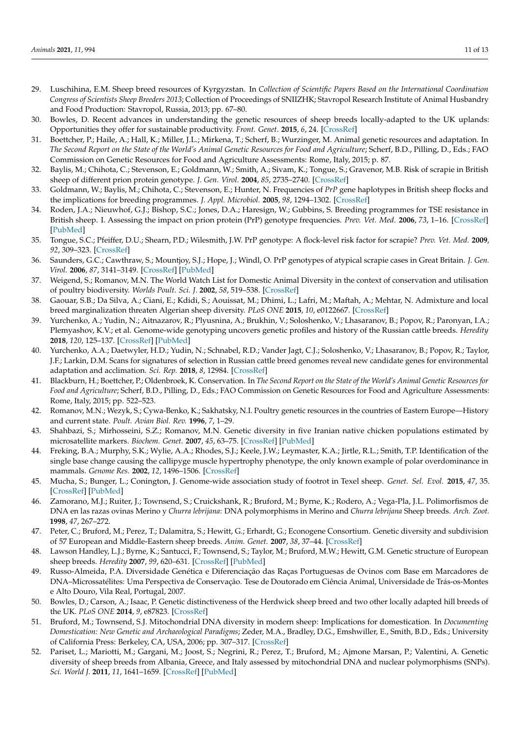29. Luschihina, E.M. Sheep breed resources of Kyrgyzstan. In *Collection of Scientific Papers Based on the International Coordination Congress of Scientists Sheep Breeders 2013*; Collection of Proceedings of SNIIZHK; Stavropol Research Institute of Animal Husbandry and Food Production: Stavropol, Russia, 2013; pp. 67–80.
30. Bowles, D. Recent advances in understanding the genetic resources of sheep breeds locally-adapted to the UK uplands: Opportunities they offer for sustainable productivity. *Front. Genet.* **2015**, *6*, 24. [CrossRef]
31. Boettcher, P.; Haile, A.; Hall, K.; Miller, J.L.; Mirkena, T.; Scherf, B.; Wurzinger, M. Animal genetic resources and adaptation. In *The Second Report on the State of the World's Animal Genetic Resources for Food and Agriculture*; Scherf, B.D., Pilling, D., Eds.; FAO Commission on Genetic Resources for Food and Agriculture Assessments: Rome, Italy, 2015; p. 87.
32. Baylis, M.; Chihota, C.; Stevenson, E.; Goldmann, W.; Smith, A.; Sivam, K.; Tongue, S.; Gravenor, M.B. Risk of scrapie in British sheep of different prion protein genotype. *J. Gen. Virol.* **2004**, *85*, 2735–2740. [CrossRef]
33. Goldmann, W.; Baylis, M.; Chihota, C.; Stevenson, E.; Hunter, N. Frequencies of *PrP* gene haplotypes in British sheep flocks and the implications for breeding programmes. *J. Appl. Microbiol.* **2005**, *98*, 1294–1302. [CrossRef]
34. Roden, J.A.; Nieuwhof, G.J.; Bishop, S.C.; Jones, D.A.; Haresign, W.; Gubbins, S. Breeding programmes for TSE resistance in British sheep. I. Assessing the impact on prion protein (PrP) genotype frequencies. *Prev. Vet. Med.* **2006**, *73*, 1–16. [CrossRef] [PubMed]
35. Tongue, S.C.; Pfeiffer, D.U.; Shearn, P.D.; Wilesmith, J.W. PrP genotype: A flock-level risk factor for scrapie? *Prev. Vet. Med.* **2009**, *92*, 309–323. [CrossRef]
36. Saunders, G.C.; Cawthraw, S.; Mountjoy, S.J.; Hope, J.; Windl, O. PrP genotypes of atypical scrapie cases in Great Britain. *J. Gen. Virol.* **2006**, *87*, 3141–3149. [CrossRef] [PubMed]
37. Weigend, S.; Romanov, M.N. The World Watch List for Domestic Animal Diversity in the context of conservation and utilisation of poultry biodiversity. *Worlds Poult. Sci. J.* **2002**, *58*, 519–538. [CrossRef]
38. Gaouar, S.B.; Da Silva, A.; Ciani, E.; Kdidi, S.; Aouissat, M.; Dhimi, L.; Lafri, M.; Maftah, A.; Mehtar, N. Admixture and local breed marginalization threaten Algerian sheep diversity. *PLoS ONE* **2015**, *10*, e0122667. [CrossRef]
39. Yurchenko, A.; Yudin, N.; Aitnazarov, R.; Plyusnina, A.; Brukhin, V.; Soloshenko, V.; Lhasaranov, B.; Popov, R.; Paronyan, I.A.; Plemyashov, K.V.; et al. Genome-wide genotyping uncovers genetic profiles and history of the Russian cattle breeds. *Heredity* **2018**, *120*, 125–137. [CrossRef] [PubMed]
40. Yurchenko, A.A.; Daetwyler, H.D.; Yudin, N.; Schnabel, R.D.; Vander Jagt, C.J.; Soloshenko, V.; Lhasaranov, B.; Popov, R.; Taylor, J.F.; Larkin, D.M. Scans for signatures of selection in Russian cattle breed genomes reveal new candidate genes for environmental adaptation and acclimation. *Sci. Rep.* **2018**, *8*, 12984. [CrossRef]
41. Blackburn, H.; Boettcher, P.; Oldenbroek, K. Conservation. In *The Second Report on the State of the World's Animal Genetic Resources for Food and Agriculture*; Scherf, B.D., Pilling, D., Eds.; FAO Commission on Genetic Resources for Food and Agriculture Assessments: Rome, Italy, 2015; pp. 522–523.
42. Romanov, M.N.; Wezyk, S.; Cywa-Benko, K.; Sakhatsky, N.I. Poultry genetic resources in the countries of Eastern Europe—History and current state. *Poult. Avian Biol. Rev.* **1996**, *7*, 1–29.
43. Shahbazi, S.; Mirhosseini, S.Z.; Romanov, M.N. Genetic diversity in five Iranian native chicken populations estimated by microsatellite markers. *Biochem. Genet.* **2007**, *45*, 63–75. [CrossRef] [PubMed]
44. Freking, B.A.; Murphy, S.K.; Wylie, A.A.; Rhodes, S.J.; Keele, J.W.; Leymaster, K.A.; Jirtle, R.L.; Smith, T.P. Identification of the single base change causing the callipyge muscle hypertrophy phenotype, the only known example of polar overdominance in mammals. *Genome Res.* **2002**, *12*, 1496–1506. [CrossRef]
45. Mucha, S.; Bunger, L.; Conington, J. Genome-wide association study of footrot in Texel sheep. *Genet. Sel. Evol.* **2015**, *47*, 35. [CrossRef] [PubMed]
46. Zamorano, M.J.; Ruiter, J.; Townsend, S.; Cruickshank, R.; Bruford, M.; Byrne, K.; Rodero, A.; Vega-Pla, J.L. Polimorfismos de DNA en las razas ovinas Merino y *Churra lebrijana*: DNA polymorphisms in Merino and *Churra lebrijana* Sheep breeds. *Arch. Zoot.* **1998**, *47*, 267–272.
47. Peter, C.; Bruford, M.; Perez, T.; Dalamitra, S.; Hewitt, G.; Erhardt, G.; Econogene Consortium. Genetic diversity and subdivision of 57 European and Middle-Eastern sheep breeds. *Anim. Genet.* **2007**, *38*, 37–44. [CrossRef]
48. Lawson Handley, L.J.; Byrne, K.; Santucci, F.; Townsend, S.; Taylor, M.; Bruford, M.W.; Hewitt, G.M. Genetic structure of European sheep breeds. *Heredity* **2007**, *99*, 620–631. [CrossRef] [PubMed]
49. Russo-Almeida, P.A. Diversidade Genética e Diferenciação das Raças Portuguesas de Ovinos com Base em Marcadores de DNA–Microssatélites: Uma Perspectiva de Conservação. Tese de Doutorado em Ciência Animal, Universidade de Trás-os-Montes e Alto Douro, Vila Real, Portugal, 2007.
50. Bowles, D.; Carson, A.; Isaac, P. Genetic distinctiveness of the Herdwick sheep breed and two other locally adapted hill breeds of the UK. *PLoS ONE* **2014**, *9*, e87823. [CrossRef]
51. Bruford, M.; Townsend, S.J. Mitochondrial DNA diversity in modern sheep: Implications for domestication. In *Documenting Domestication: New Genetic and Archaeological Paradigms*; Zeder, M.A., Bradley, D.G., Emshwiller, E., Smith, B.D., Eds.; University of California Press: Berkeley, CA, USA, 2006; pp. 307–317. [CrossRef]
52. Pariset, L.; Mariotti, M.; Gargani, M.; Joost, S.; Negrini, R.; Perez, T.; Bruford, M.; Ajmone Marsan, P.; Valentini, A. Genetic diversity of sheep breeds from Albania, Greece, and Italy assessed by mitochondrial DNA and nuclear polymorphisms (SNPs). *Sci. World J.* **2011**, *11*, 1641–1659. [CrossRef] [PubMed]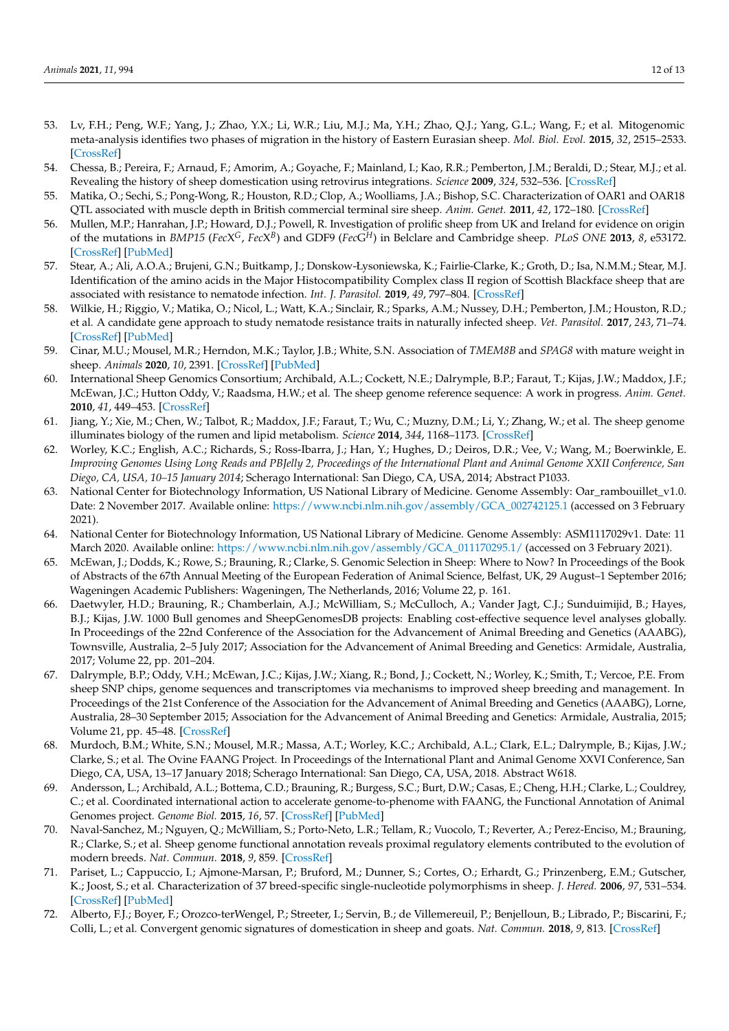53. Lv, F.H.; Peng, W.F.; Yang, J.; Zhao, Y.X.; Li, W.R.; Liu, M.J.; Ma, Y.H.; Zhao, Q.J.; Yang, G.L.; Wang, F.; et al. Mitogenomic meta-analysis identifies two phases of migration in the history of Eastern Eurasian sheep. *Mol. Biol. Evol.* **2015**, *32*, 2515–2533. [CrossRef]
54. Chessa, B.; Pereira, F.; Arnaud, F.; Amorim, A.; Goyache, F.; Mainland, I.; Kao, R.R.; Pemberton, J.M.; Beraldi, D.; Stear, M.J.; et al. Revealing the history of sheep domestication using retrovirus integrations. *Science* **2009**, *324*, 532–536. [CrossRef]
55. Matika, O.; Sechi, S.; Pong-Wong, R.; Houston, R.D.; Clop, A.; Woolliams, J.A.; Bishop, S.C. Characterization of OAR1 and OAR18 QTL associated with muscle depth in British commercial terminal sire sheep. *Anim. Genet.* **2011**, *42*, 172–180. [CrossRef]
56. Mullen, M.P.; Hanrahan, J.P.; Howard, D.J.; Powell, R. Investigation of prolific sheep from UK and Ireland for evidence on origin of the mutations in *BMP15* (*FecX$^G$*, *FecX$^B$*) and GDF9 (*FecG$^H$*) in Belclare and Cambridge sheep. *PLoS ONE* **2013**, *8*, e53172. [CrossRef] [PubMed]
57. Stear, A.; Ali, A.O.A.; Brujeni, G.N.; Buitkamp, J.; Donskow-Łysoniewska, K.; Fairlie-Clarke, K.; Groth, D.; Isa, N.M.M.; Stear, M.J. Identification of the amino acids in the Major Histocompatibility Complex class II region of Scottish Blackface sheep that are associated with resistance to nematode infection. *Int. J. Parasitol.* **2019**, *49*, 797–804. [CrossRef]
58. Wilkie, H.; Riggio, V.; Matika, O.; Nicol, L.; Watt, K.A.; Sinclair, R.; Sparks, A.M.; Nussey, D.H.; Pemberton, J.M.; Houston, R.D.; et al. A candidate gene approach to study nematode resistance traits in naturally infected sheep. *Vet. Parasitol.* **2017**, *243*, 71–74. [CrossRef] [PubMed]
59. Cinar, M.U.; Mousel, M.R.; Herndon, M.K.; Taylor, J.B.; White, S.N. Association of *TMEM8B* and *SPAG8* with mature weight in sheep. *Animals* **2020**, *10*, 2391. [CrossRef] [PubMed]
60. International Sheep Genomics Consortium; Archibald, A.L.; Cockett, N.E.; Dalrymple, B.P.; Faraut, T.; Kijas, J.W.; Maddox, J.F.; McEwan, J.C.; Hutton Oddy, V.; Raadsma, H.W.; et al. The sheep genome reference sequence: A work in progress. *Anim. Genet.* **2010**, *41*, 449–453. [CrossRef]
61. Jiang, Y.; Xie, M.; Chen, W.; Talbot, R.; Maddox, J.F.; Faraut, T.; Wu, C.; Muzny, D.M.; Li, Y.; Zhang, W.; et al. The sheep genome illuminates biology of the rumen and lipid metabolism. *Science* **2014**, *344*, 1168–1173. [CrossRef]
62. Worley, K.C.; English, A.C.; Richards, S.; Ross-Ibarra, J.; Han, Y.; Hughes, D.; Deiros, D.R.; Vee, V.; Wang, M.; Boerwinkle, E. *Improving Genomes Using Long Reads and PBJelly 2, Proceedings of the International Plant and Animal Genome XXII Conference, San Diego, CA, USA, 10–15 January 2014*; Scherago International: San Diego, CA, USA, 2014; Abstract P1033.
63. National Center for Biotechnology Information, US National Library of Medicine. Genome Assembly: Oar_rambouillet_v1.0. Date: 2 November 2017. Available online: https://www.ncbi.nlm.nih.gov/assembly/GCA_002742125.1 (accessed on 3 February 2021).
64. National Center for Biotechnology Information, US National Library of Medicine. Genome Assembly: ASM1117029v1. Date: 11 March 2020. Available online: https://www.ncbi.nlm.nih.gov/assembly/GCA_011170295.1/ (accessed on 3 February 2021).
65. McEwan, J.; Dodds, K.; Rowe, S.; Brauning, R.; Clarke, S. Genomic Selection in Sheep: Where to Now? In Proceedings of the Book of Abstracts of the 67th Annual Meeting of the European Federation of Animal Science, Belfast, UK, 29 August–1 September 2016; Wageningen Academic Publishers: Wageningen, The Netherlands, 2016; Volume 22, p. 161.
66. Daetwyler, H.D.; Brauning, R.; Chamberlain, A.J.; McWilliam, S.; McCulloch, A.; Vander Jagt, C.J.; Sunduimijid, B.; Hayes, B.J.; Kijas, J.W. 1000 Bull genomes and SheepGenomesDB projects: Enabling cost-effective sequence level analyses globally. In Proceedings of the 22nd Conference of the Association for the Advancement of Animal Breeding and Genetics (AAABG), Townsville, Australia, 2–5 July 2017; Association for the Advancement of Animal Breeding and Genetics: Armidale, Australia, 2017; Volume 22, pp. 201–204.
67. Dalrymple, B.P.; Oddy, V.H.; McEwan, J.C.; Kijas, J.W.; Xiang, R.; Bond, J.; Cockett, N.; Worley, K.; Smith, T.; Vercoe, P.E. From sheep SNP chips, genome sequences and transcriptomes via mechanisms to improved sheep breeding and management. In Proceedings of the 21st Conference of the Association for the Advancement of Animal Breeding and Genetics (AAABG), Lorne, Australia, 28–30 September 2015; Association for the Advancement of Animal Breeding and Genetics: Armidale, Australia, 2015; Volume 21, pp. 45–48. [CrossRef]
68. Murdoch, B.M.; White, S.N.; Mousel, M.R.; Massa, A.T.; Worley, K.C.; Archibald, A.L.; Clark, E.L.; Dalrymple, B.; Kijas, J.W.; Clarke, S.; et al. The Ovine FAANG Project. In Proceedings of the International Plant and Animal Genome XXVI Conference, San Diego, CA, USA, 13–17 January 2018; Scherago International: San Diego, CA, USA, 2018. Abstract W618.
69. Andersson, L.; Archibald, A.L.; Bottema, C.D.; Brauning, R.; Burgess, S.C.; Burt, D.W.; Casas, E.; Cheng, H.H.; Clarke, L.; Couldrey, C.; et al. Coordinated international action to accelerate genome-to-phenome with FAANG, the Functional Annotation of Animal Genomes project. *Genome Biol.* **2015**, *16*, 57. [CrossRef] [PubMed]
70. Naval-Sanchez, M.; Nguyen, Q.; McWilliam, S.; Porto-Neto, L.R.; Tellam, R.; Vuocolo, T.; Reverter, A.; Perez-Enciso, M.; Brauning, R.; Clarke, S.; et al. Sheep genome functional annotation reveals proximal regulatory elements contributed to the evolution of modern breeds. *Nat. Commun.* **2018**, *9*, 859. [CrossRef]
71. Pariset, L.; Cappuccio, I.; Ajmone-Marsan, P.; Bruford, M.; Dunner, S.; Cortes, O.; Erhardt, G.; Prinzenberg, E.M.; Gutscher, K.; Joost, S.; et al. Characterization of 37 breed-specific single-nucleotide polymorphisms in sheep. *J. Hered.* **2006**, *97*, 531–534. [CrossRef] [PubMed]
72. Alberto, F.J.; Boyer, F.; Orozco-terWengel, P.; Streeter, I.; Servin, B.; de Villemereuil, P.; Benjelloun, B.; Librado, P.; Biscarini, F.; Colli, L.; et al. Convergent genomic signatures of domestication in sheep and goats. *Nat. Commun.* **2018**, *9*, 813. [CrossRef]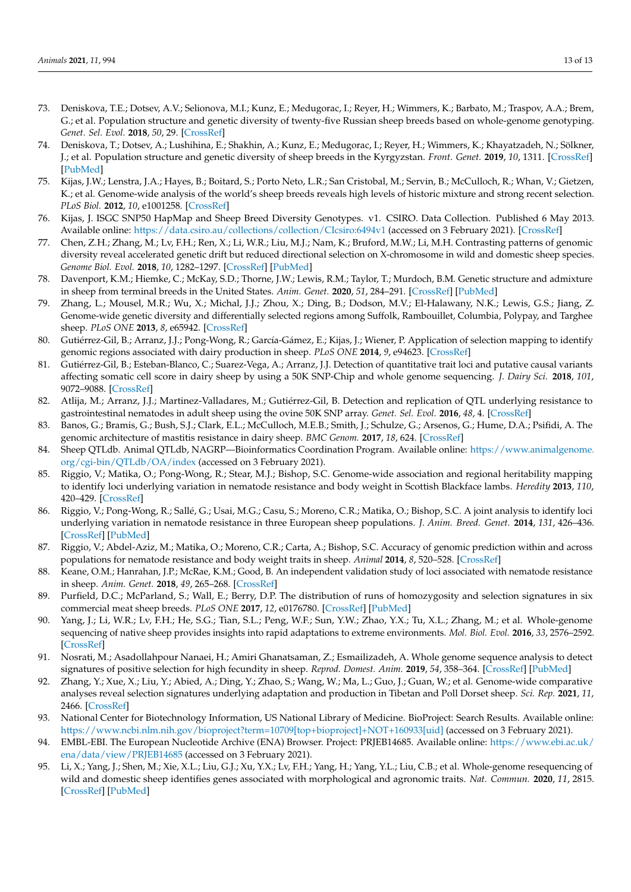73. Deniskova, T.E.; Dotsev, A.V.; Selionova, M.I.; Kunz, E.; Medugorac, I.; Reyer, H.; Wimmers, K.; Barbato, M.; Traspov, A.A.; Brem, G.; et al. Population structure and genetic diversity of twenty-five Russian sheep breeds based on whole-genome genotyping. *Genet. Sel. Evol.* **2018**, *50*, 29. [CrossRef]
74. Deniskova, T.; Dotsev, A.; Lushihina, E.; Shakhin, A.; Kunz, E.; Medugorac, I.; Reyer, H.; Wimmers, K.; Khayatzadeh, N.; Sölkner, J.; et al. Population structure and genetic diversity of sheep breeds in the Kyrgyzstan. *Front. Genet.* **2019**, *10*, 1311. [CrossRef] [PubMed]
75. Kijas, J.W.; Lenstra, J.A.; Hayes, B.; Boitard, S.; Porto Neto, L.R.; San Cristobal, M.; Servin, B.; McCulloch, R.; Whan, V.; Gietzen, K.; et al. Genome-wide analysis of the world's sheep breeds reveals high levels of historic mixture and strong recent selection. *PLoS Biol.* **2012**, *10*, e1001258. [CrossRef]
76. Kijas, J. ISGC SNP50 HapMap and Sheep Breed Diversity Genotypes. v1. CSIRO. Data Collection. Published 6 May 2013. Available online: https://data.csiro.au/collections/collection/CIcsiro:6494v1 (accessed on 3 February 2021). [CrossRef]
77. Chen, Z.H.; Zhang, M.; Lv, F.H.; Ren, X.; Li, W.R.; Liu, M.J.; Nam, K.; Bruford, M.W.; Li, M.H. Contrasting patterns of genomic diversity reveal accelerated genetic drift but reduced directional selection on X-chromosome in wild and domestic sheep species. *Genome Biol. Evol.* **2018**, *10*, 1282–1297. [CrossRef] [PubMed]
78. Davenport, K.M.; Hiemke, C.; McKay, S.D.; Thorne, J.W.; Lewis, R.M.; Taylor, T.; Murdoch, B.M. Genetic structure and admixture in sheep from terminal breeds in the United States. *Anim. Genet.* **2020**, *51*, 284–291. [CrossRef] [PubMed]
79. Zhang, L.; Mousel, M.R.; Wu, X.; Michal, J.J.; Zhou, X.; Ding, B.; Dodson, M.V.; El-Halawany, N.K.; Lewis, G.S.; Jiang, Z. Genome-wide genetic diversity and differentially selected regions among Suffolk, Rambouillet, Columbia, Polypay, and Targhee sheep. *PLoS ONE* **2013**, *8*, e65942. [CrossRef]
80. Gutiérrez-Gil, B.; Arranz, J.J.; Pong-Wong, R.; García-Gámez, E.; Kijas, J.; Wiener, P. Application of selection mapping to identify genomic regions associated with dairy production in sheep. *PLoS ONE* **2014**, *9*, e94623. [CrossRef]
81. Gutiérrez-Gil, B.; Esteban-Blanco, C.; Suarez-Vega, A.; Arranz, J.J. Detection of quantitative trait loci and putative causal variants affecting somatic cell score in dairy sheep by using a 50K SNP-Chip and whole genome sequencing. *J. Dairy Sci.* **2018**, *101*, 9072–9088. [CrossRef]
82. Atlija, M.; Arranz, J.J.; Martinez-Valladares, M.; Gutiérrez-Gil, B. Detection and replication of QTL underlying resistance to gastrointestinal nematodes in adult sheep using the ovine 50K SNP array. *Genet. Sel. Evol.* **2016**, *48*, 4. [CrossRef]
83. Banos, G.; Bramis, G.; Bush, S.J.; Clark, E.L.; McCulloch, M.E.B.; Smith, J.; Schulze, G.; Arsenos, G.; Hume, D.A.; Psifidi, A. The genomic architecture of mastitis resistance in dairy sheep. *BMC Genom.* **2017**, *18*, 624. [CrossRef]
84. Sheep QTLdb. Animal QTLdb, NAGRP—Bioinformatics Coordination Program. Available online: https://www.animalgenome.org/cgi-bin/QTLdb/OA/index (accessed on 3 February 2021).
85. Riggio, V.; Matika, O.; Pong-Wong, R.; Stear, M.J.; Bishop, S.C. Genome-wide association and regional heritability mapping to identify loci underlying variation in nematode resistance and body weight in Scottish Blackface lambs. *Heredity* **2013**, *110*, 420–429. [CrossRef]
86. Riggio, V.; Pong-Wong, R.; Sallé, G.; Usai, M.G.; Casu, S.; Moreno, C.R.; Matika, O.; Bishop, S.C. A joint analysis to identify loci underlying variation in nematode resistance in three European sheep populations. *J. Anim. Breed. Genet.* **2014**, *131*, 426–436. [CrossRef] [PubMed]
87. Riggio, V.; Abdel-Aziz, M.; Matika, O.; Moreno, C.R.; Carta, A.; Bishop, S.C. Accuracy of genomic prediction within and across populations for nematode resistance and body weight traits in sheep. *Animal* **2014**, *8*, 520–528. [CrossRef]
88. Keane, O.M.; Hanrahan, J.P.; McRae, K.M.; Good, B. An independent validation study of loci associated with nematode resistance in sheep. *Anim. Genet.* **2018**, *49*, 265–268. [CrossRef]
89. Purfield, D.C.; McParland, S.; Wall, E.; Berry, D.P. The distribution of runs of homozygosity and selection signatures in six commercial meat sheep breeds. *PLoS ONE* **2017**, *12*, e0176780. [CrossRef] [PubMed]
90. Yang, J.; Li, W.R.; Lv, F.H.; He, S.G.; Tian, S.L.; Peng, W.F.; Sun, Y.W.; Zhao, Y.X.; Tu, X.L.; Zhang, M.; et al. Whole-genome sequencing of native sheep provides insights into rapid adaptations to extreme environments. *Mol. Biol. Evol.* **2016**, *33*, 2576–2592. [CrossRef]
91. Nosrati, M.; Asadollahpour Nanaei, H.; Amiri Ghanatsaman, Z.; Esmailizadeh, A. Whole genome sequence analysis to detect signatures of positive selection for high fecundity in sheep. *Reprod. Domest. Anim.* **2019**, *54*, 358–364. [CrossRef] [PubMed]
92. Zhang, Y.; Xue, X.; Liu, Y.; Abied, A.; Ding, Y.; Zhao, S.; Wang, W.; Ma, L.; Guo, J.; Guan, W.; et al. Genome-wide comparative analyses reveal selection signatures underlying adaptation and production in Tibetan and Poll Dorset sheep. *Sci. Rep.* **2021**, *11*, 2466. [CrossRef]
93. National Center for Biotechnology Information, US National Library of Medicine. BioProject: Search Results. Available online: https://www.ncbi.nlm.nih.gov/bioproject?term=10709[top+bioproject]+NOT+160933[uid] (accessed on 3 February 2021).
94. EMBL-EBI. The European Nucleotide Archive (ENA) Browser. Project: PRJEB14685. Available online: https://www.ebi.ac.uk/ena/data/view/PRJEB14685 (accessed on 3 February 2021).
95. Li, X.; Yang, J.; Shen, M.; Xie, X.L.; Liu, G.J.; Xu, Y.X.; Lv, F.H.; Yang, H.; Yang, Y.L.; Liu, C.B.; et al. Whole-genome resequencing of wild and domestic sheep identifies genes associated with morphological and agronomic traits. *Nat. Commun.* **2020**, *11*, 2815. [CrossRef] [PubMed]